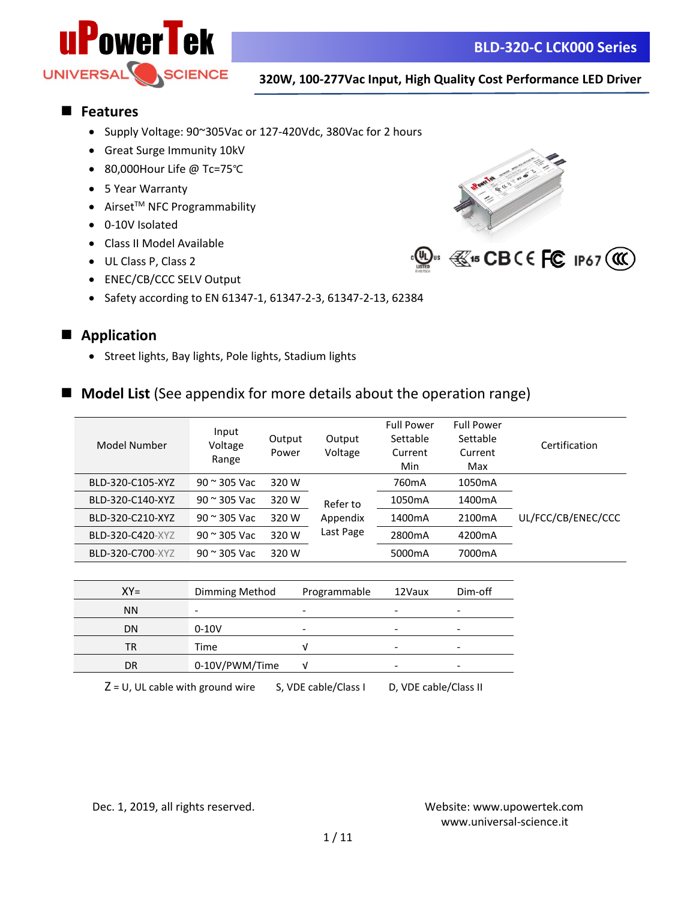# BLD-320-C LCK000 Series

**320W, 100-277Vac Input, High Quality Cost Performance LED Driver**

## Features

- Supply Voltage: 90~305Vac or 127-420Vdc, 380Vac for 2 hours
- Great Surge Immunity 10kV
- 80,000Hour Life @ Tc=75℃
- 5 Year Warranty
- Airset™ NFC Programmability
- 0-10V Isolated
- Class II Model Available
- UL Class P, Class 2
- ENEC/CB/CCC SELV Output
- Safety according to EN 61347-1, 61347-2-3, 61347-2-13, 62384

## Application

- Street lights, Bay lights, Pole lights, Stadium lights

## Model List (See appendix for more details about the operation range)

| Model Number | Input Voltage Range | Output Power | Output Voltage | Full Power Settable Current Min | Full Power Settable Current Max | Certification |
|---|---|---|---|---|---|---|
| BLD-320-C105-XYZ | 90 ~ 305 Vac | 320 W | Refer to Appendix Last Page | 760mA | 1050mA | UL/FCC/CB/ENEC/CCC |
| BLD-320-C140-XYZ | 90 ~ 305 Vac | 320 W | | 1050mA | 1400mA | |
| BLD-320-C210-XYZ | 90 ~ 305 Vac | 320 W | | 1400mA | 2100mA | |
| BLD-320-C420-XYZ | 90 ~ 305 Vac | 320 W | | 2800mA | 4200mA | |
| BLD-320-C700-XYZ | 90 ~ 305 Vac | 320 W | | 5000mA | 7000mA | |

| XY= | Dimming Method | Programmable | 12Vaux | Dim-off |
|---|---|---|---|---|
| NN | - | - | - | - |
| DN | 0-10V | - | - | - |
| TR | Time | √ | - | - |
| DR | 0-10V/PWM/Time | √ | - | - |

Z = U, UL cable with ground wire S, VDE cable/Class I D, VDE cable/Class II

Dec. 1, 2019, all rights reserved.

Website: www.upowertek.com
www.universal-science.it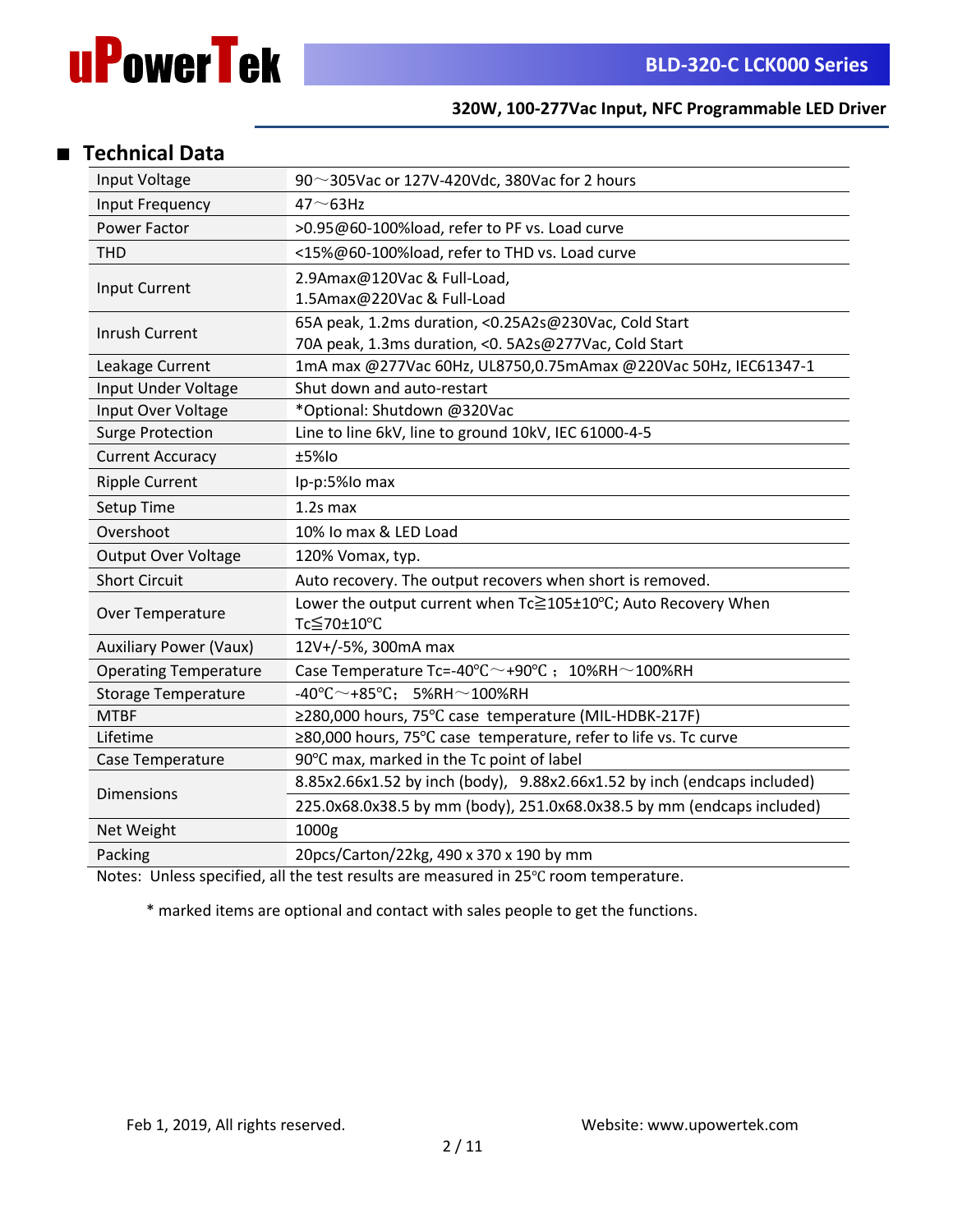## Technical Data

| | |
|---|---|
| Input Voltage | 90～305Vac or 127V-420Vdc, 380Vac for 2 hours |
| Input Frequency | 47～63Hz |
| Power Factor | >0.95@60-100%load, refer to PF vs. Load curve |
| THD | <15%@60-100%load, refer to THD vs. Load curve |
| Input Current | 2.9Amax@120Vac & Full-Load,<br>1.5Amax@220Vac & Full-Load |
| Inrush Current | 65A peak, 1.2ms duration, <0.25A2s@230Vac, Cold Start<br>70A peak, 1.3ms duration, <0. 5A2s@277Vac, Cold Start |
| Leakage Current | 1mA max @277Vac 60Hz, UL8750,0.75mAmax @220Vac 50Hz, IEC61347-1 |
| Input Under Voltage | Shut down and auto-restart |
| Input Over Voltage | *Optional: Shutdown @320Vac |
| Surge Protection | Line to line 6kV, line to ground 10kV, IEC 61000-4-5 |
| Current Accuracy | ±5%Io |
| Ripple Current | Ip-p:5%Io max |
| Setup Time | 1.2s max |
| Overshoot | 10% Io max & LED Load |
| Output Over Voltage | 120% Vomax, typ. |
| Short Circuit | Auto recovery. The output recovers when short is removed. |
| Over Temperature | Lower the output current when Tc≧105±10℃; Auto Recovery When Tc≦70±10℃ |
| Auxiliary Power (Vaux) | 12V+/-5%, 300mA max |
| Operating Temperature | Case Temperature Tc=-40℃～+90℃； 10%RH～100%RH |
| Storage Temperature | -40℃～+85℃; 5%RH～100%RH |
| MTBF | ≥280,000 hours, 75℃ case temperature (MIL-HDBK-217F) |
| Lifetime | ≥80,000 hours, 75℃ case temperature, refer to life vs. Tc curve |
| Case Temperature | 90℃ max, marked in the Tc point of label |
| Dimensions | 8.85x2.66x1.52 by inch (body), 9.88x2.66x1.52 by inch (endcaps included)<br>225.0x68.0x38.5 by mm (body), 251.0x68.0x38.5 by mm (endcaps included) |
| Net Weight | 1000g |
| Packing | 20pcs/Carton/22kg, 490 x 370 x 190 by mm |

Notes: Unless specified, all the test results are measured in 25℃ room temperature.

\* marked items are optional and contact with sales people to get the functions.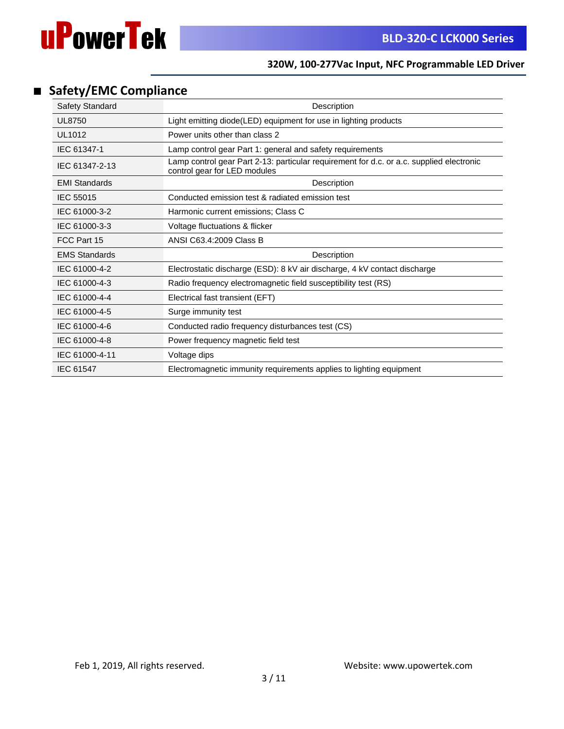## Safety/EMC Compliance

| Safety Standard | Description |
|---|---|
| UL8750 | Light emitting diode(LED) equipment for use in lighting products |
| UL1012 | Power units other than class 2 |
| IEC 61347-1 | Lamp control gear Part 1: general and safety requirements |
| IEC 61347-2-13 | Lamp control gear Part 2-13: particular requirement for d.c. or a.c. supplied electronic control gear for LED modules |
| **EMI Standards** | **Description** |
| IEC 55015 | Conducted emission test & radiated emission test |
| IEC 61000-3-2 | Harmonic current emissions; Class C |
| IEC 61000-3-3 | Voltage fluctuations & flicker |
| FCC Part 15 | ANSI C63.4:2009 Class B |
| **EMS Standards** | **Description** |
| IEC 61000-4-2 | Electrostatic discharge (ESD): 8 kV air discharge, 4 kV contact discharge |
| IEC 61000-4-3 | Radio frequency electromagnetic field susceptibility test (RS) |
| IEC 61000-4-4 | Electrical fast transient (EFT) |
| IEC 61000-4-5 | Surge immunity test |
| IEC 61000-4-6 | Conducted radio frequency disturbances test (CS) |
| IEC 61000-4-8 | Power frequency magnetic field test |
| IEC 61000-4-11 | Voltage dips |
| IEC 61547 | Electromagnetic immunity requirements applies to lighting equipment |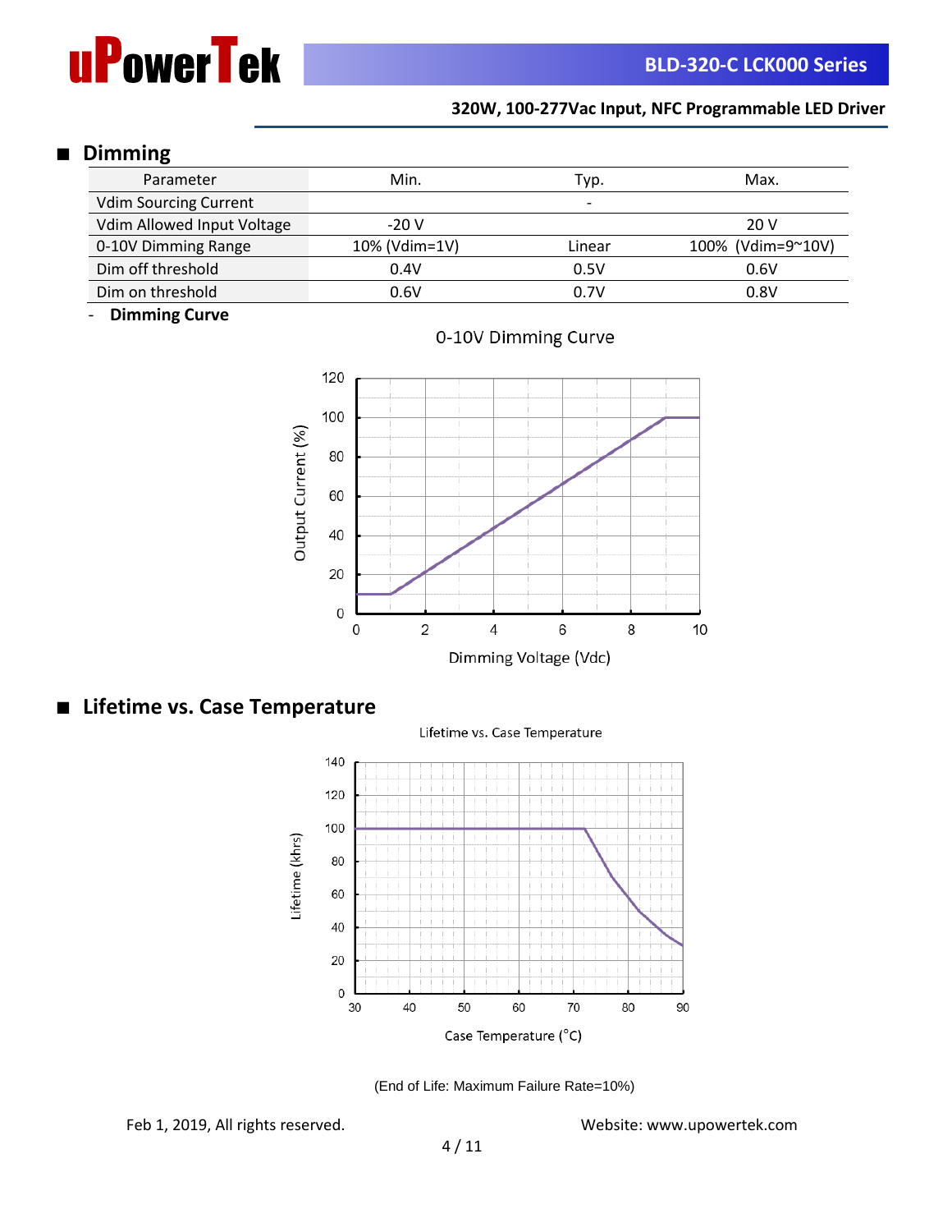## Dimming

| Parameter | Min. | Typ. | Max. |
|---|---|---|---|
| Vdim Sourcing Current | | - | |
| Vdim Allowed Input Voltage | -20 V | | 20 V |
| 0-10V Dimming Range | 10% (Vdim=1V) | Linear | 100% (Vdim=9~10V) |
| Dim off threshold | 0.4V | 0.5V | 0.6V |
| Dim on threshold | 0.6V | 0.7V | 0.8V |

- **Dimming Curve**

0-10V Dimming Curve

## Lifetime vs. Case Temperature

Lifetime vs. Case Temperature

(End of Life: Maximum Failure Rate=10%)

Feb 1, 2019, All rights reserved. Website: www.upowertek.com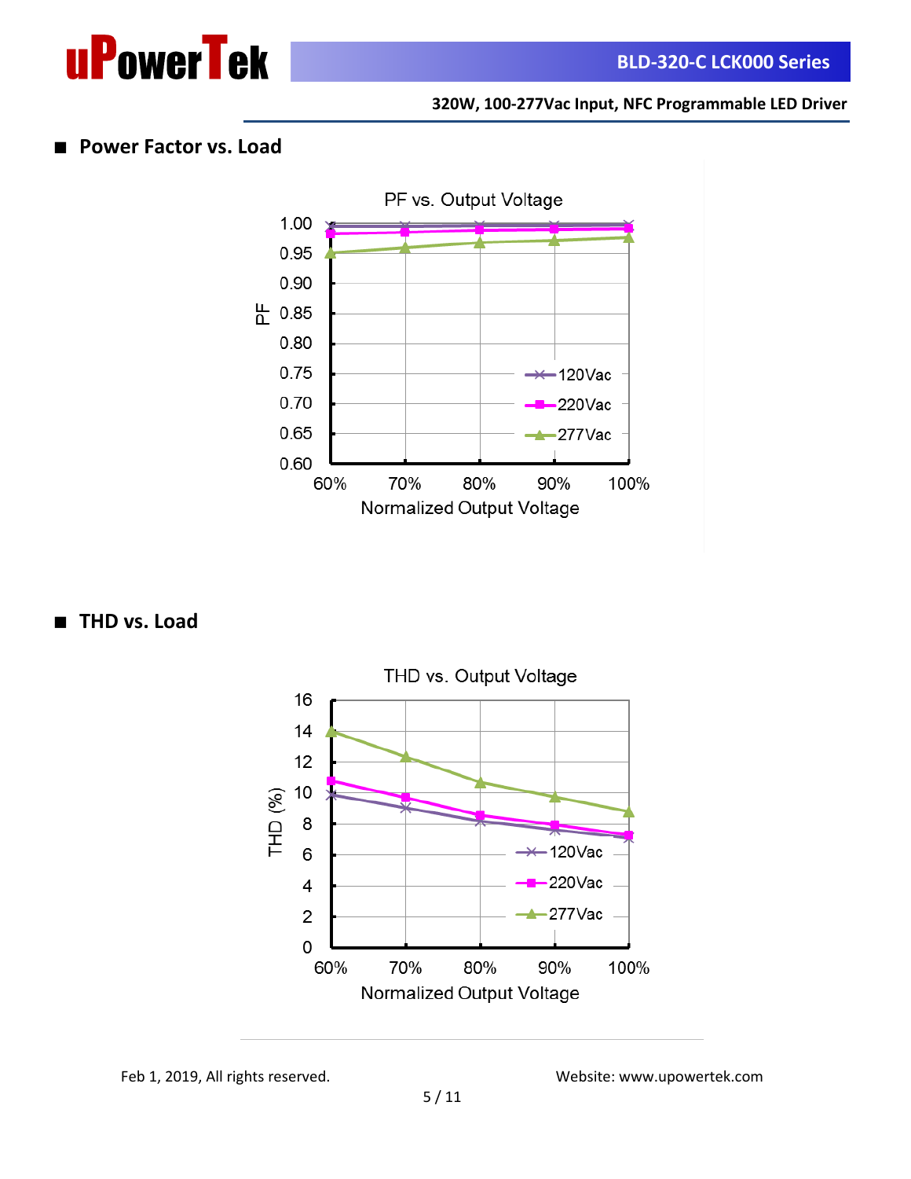## ■ Power Factor vs. Load

PF vs. Output Voltage

## ■ THD vs. Load

THD vs. Output Voltage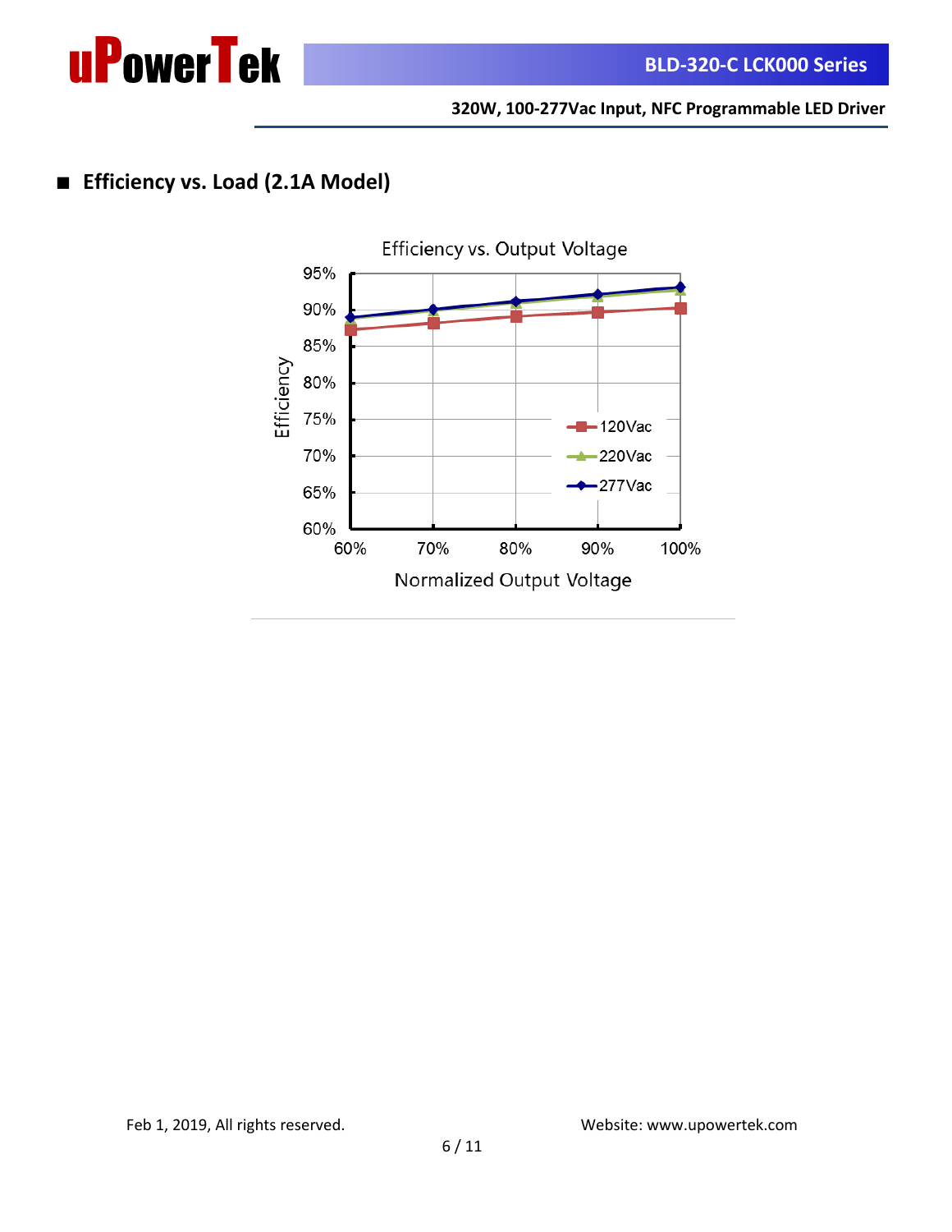## ■ Efficiency vs. Load (2.1A Model)

Efficiency vs. Output Voltage

Efficiency

95%
90%
85%
80%
75%
70%
65%
60%

60% 70% 80% 90% 100%

Normalized Output Voltage

120Vac
220Vac
277Vac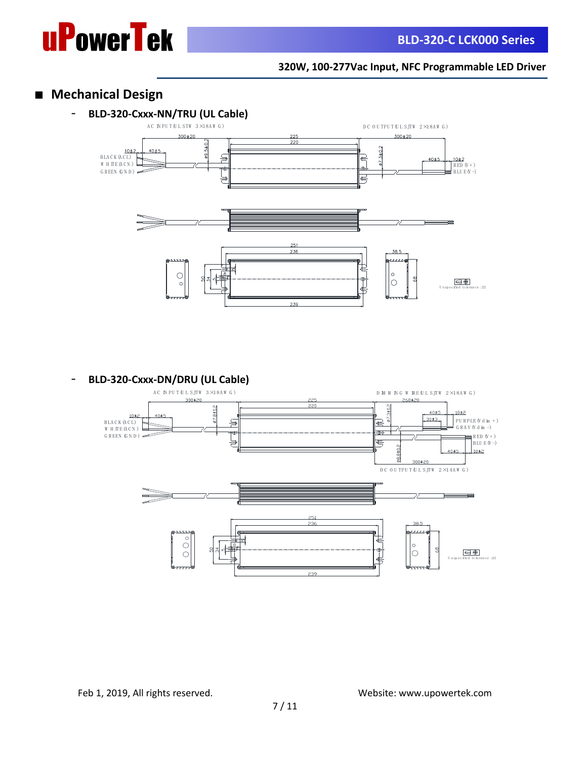## ■ Mechanical Design

### - BLD-320-Cxxx-NN/TRU (UL Cable)

AC INPUT (UL STW 3×18AWG)

DC OUTPUT (UL SJTW 2×18AWG)

300±20 225 220 300±20

10±2 40±5 ø9.5±0.2 ø7.3±0.2 40±5 10±2

BLACK (ACL)
WHITE (ACN)
GREEN (GND)

RED (V+)
BLUE (V-)

251
236
38.5
50 34 5 68
239

Unspecified tolerance ±1

### - BLD-320-Cxxx-DN/DRU (UL Cable)

AC INPUT (UL SJTW 3×18AWG)

DIMMING WIRE (UL SJTW 2×18AWG)

300±20 225 220 260±20

10±2 40±5 ø7.8±0.2 ø7.3±0.2 40±5 30±3 10±2

BLACK (ACL)
WHITE (ACN)
GREEN (GND)

PURPLE (Vdim+)
GRAY (Vdim-)
RED (V+)
BLUE (V-)

ø8.8±0.2 40±5 10±2 300±20

DC OUTPUT (UL SJTW 2×14AWG)

251
236
38.5
50 34 5 68
239

Unspecified tolerance ±1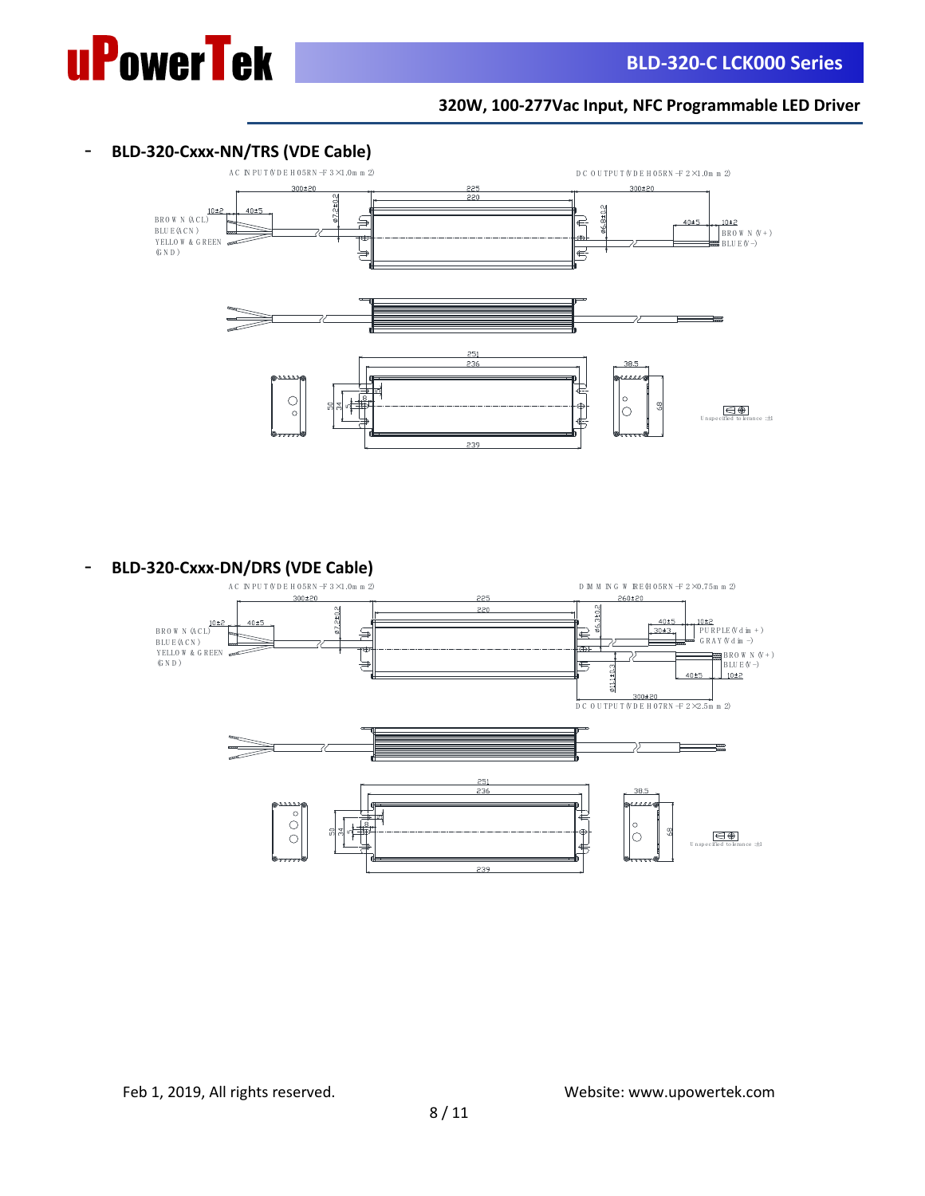- **BLD-320-Cxxx-NN/TRS (VDE Cable)**

AC INPUT(VDE H05RN-F 3×1.0mm2)

DC OUTPUT(VDE H05RN-F 2×1.0mm2)

BROWN (ACL)
BLUE(ACN)
YELLOW & GREEN (GND)

BROWN (V+)
BLUE(V-)

Unspecified tolerance ±1

- **BLD-320-Cxxx-DN/DRS (VDE Cable)**

AC INPUT(VDE H05RN-F 3×1.0mm2)

DIMMING WIRE(H05RN-F 2×0.75mm2)

DC OUTPUT(VDE H07RN-F 2×2.5mm2)

BROWN (ACL)
BLUE(ACN)
YELLOW & GREEN (GND)

PURPLE(Vdim+)
GRAY(Vdim-)

BROWN (V+)
BLUE(V-)

Unspecified tolerance ±1

Feb 1, 2019, All rights reserved. Website: www.upowertek.com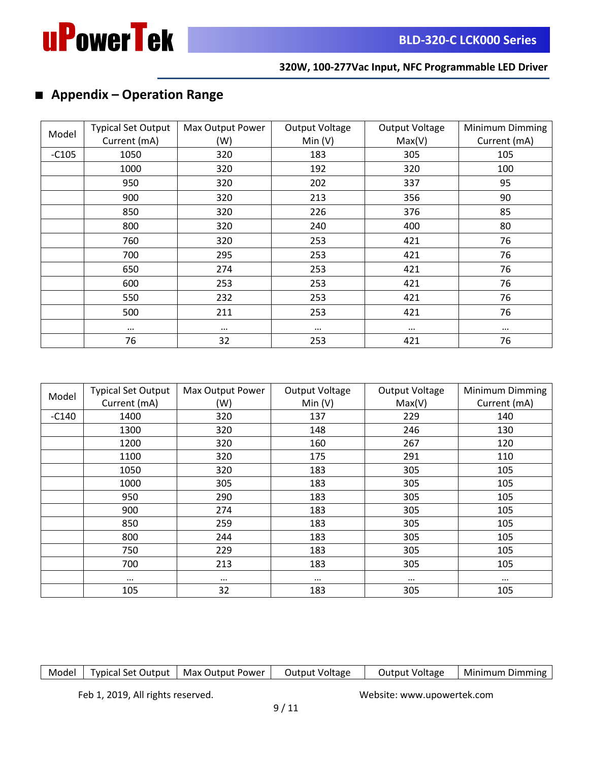## ■ Appendix – Operation Range

| Model | Typical Set Output Current (mA) | Max Output Power (W) | Output Voltage Min (V) | Output Voltage Max(V) | Minimum Dimming Current (mA) |
|---|---|---|---|---|---|
| -C105 | 1050 | 320 | 183 | 305 | 105 |
| | 1000 | 320 | 192 | 320 | 100 |
| | 950 | 320 | 202 | 337 | 95 |
| | 900 | 320 | 213 | 356 | 90 |
| | 850 | 320 | 226 | 376 | 85 |
| | 800 | 320 | 240 | 400 | 80 |
| | 760 | 320 | 253 | 421 | 76 |
| | 700 | 295 | 253 | 421 | 76 |
| | 650 | 274 | 253 | 421 | 76 |
| | 600 | 253 | 253 | 421 | 76 |
| | 550 | 232 | 253 | 421 | 76 |
| | 500 | 211 | 253 | 421 | 76 |
| | … | … | … | … | … |
| | 76 | 32 | 253 | 421 | 76 |

| Model | Typical Set Output Current (mA) | Max Output Power (W) | Output Voltage Min (V) | Output Voltage Max(V) | Minimum Dimming Current (mA) |
|---|---|---|---|---|---|
| -C140 | 1400 | 320 | 137 | 229 | 140 |
| | 1300 | 320 | 148 | 246 | 130 |
| | 1200 | 320 | 160 | 267 | 120 |
| | 1100 | 320 | 175 | 291 | 110 |
| | 1050 | 320 | 183 | 305 | 105 |
| | 1000 | 305 | 183 | 305 | 105 |
| | 950 | 290 | 183 | 305 | 105 |
| | 900 | 274 | 183 | 305 | 105 |
| | 850 | 259 | 183 | 305 | 105 |
| | 800 | 244 | 183 | 305 | 105 |
| | 750 | 229 | 183 | 305 | 105 |
| | 700 | 213 | 183 | 305 | 105 |
| | … | … | … | … | … |
| | 105 | 32 | 183 | 305 | 105 |

| Model | Typical Set Output | Max Output Power | Output Voltage | Output Voltage | Minimum Dimming |
|---|---|---|---|---|---|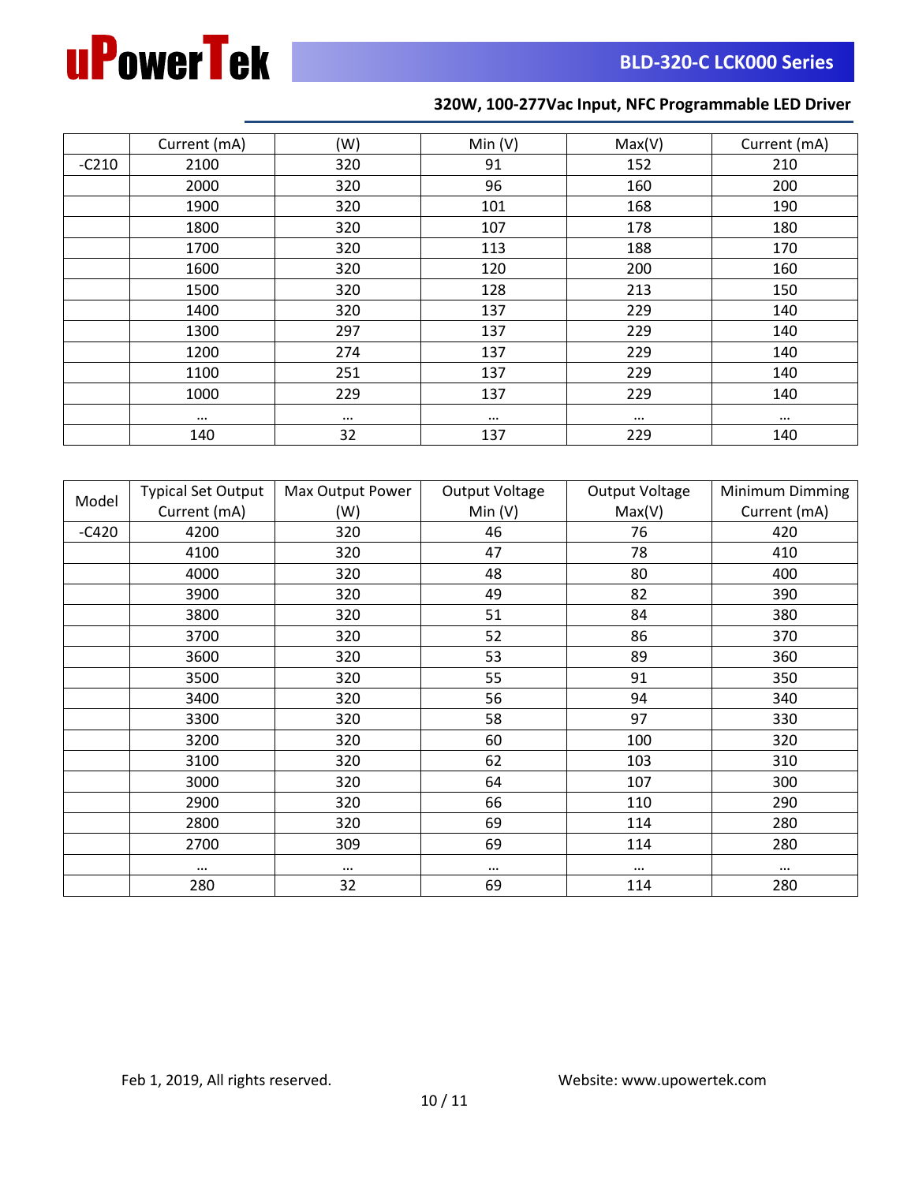| | Current (mA) | (W) | Min (V) | Max(V) | Current (mA) |
|---|---|---|---|---|---|
| -C210 | 2100 | 320 | 91 | 152 | 210 |
| | 2000 | 320 | 96 | 160 | 200 |
| | 1900 | 320 | 101 | 168 | 190 |
| | 1800 | 320 | 107 | 178 | 180 |
| | 1700 | 320 | 113 | 188 | 170 |
| | 1600 | 320 | 120 | 200 | 160 |
| | 1500 | 320 | 128 | 213 | 150 |
| | 1400 | 320 | 137 | 229 | 140 |
| | 1300 | 297 | 137 | 229 | 140 |
| | 1200 | 274 | 137 | 229 | 140 |
| | 1100 | 251 | 137 | 229 | 140 |
| | 1000 | 229 | 137 | 229 | 140 |
| | … | … | … | … | … |
| | 140 | 32 | 137 | 229 | 140 |

| Model | Typical Set Output Current (mA) | Max Output Power (W) | Output Voltage Min (V) | Output Voltage Max(V) | Minimum Dimming Current (mA) |
|---|---|---|---|---|---|
| -C420 | 4200 | 320 | 46 | 76 | 420 |
| | 4100 | 320 | 47 | 78 | 410 |
| | 4000 | 320 | 48 | 80 | 400 |
| | 3900 | 320 | 49 | 82 | 390 |
| | 3800 | 320 | 51 | 84 | 380 |
| | 3700 | 320 | 52 | 86 | 370 |
| | 3600 | 320 | 53 | 89 | 360 |
| | 3500 | 320 | 55 | 91 | 350 |
| | 3400 | 320 | 56 | 94 | 340 |
| | 3300 | 320 | 58 | 97 | 330 |
| | 3200 | 320 | 60 | 100 | 320 |
| | 3100 | 320 | 62 | 103 | 310 |
| | 3000 | 320 | 64 | 107 | 300 |
| | 2900 | 320 | 66 | 110 | 290 |
| | 2800 | 320 | 69 | 114 | 280 |
| | 2700 | 309 | 69 | 114 | 280 |
| | … | … | … | … | … |
| | 280 | 32 | 69 | 114 | 280 |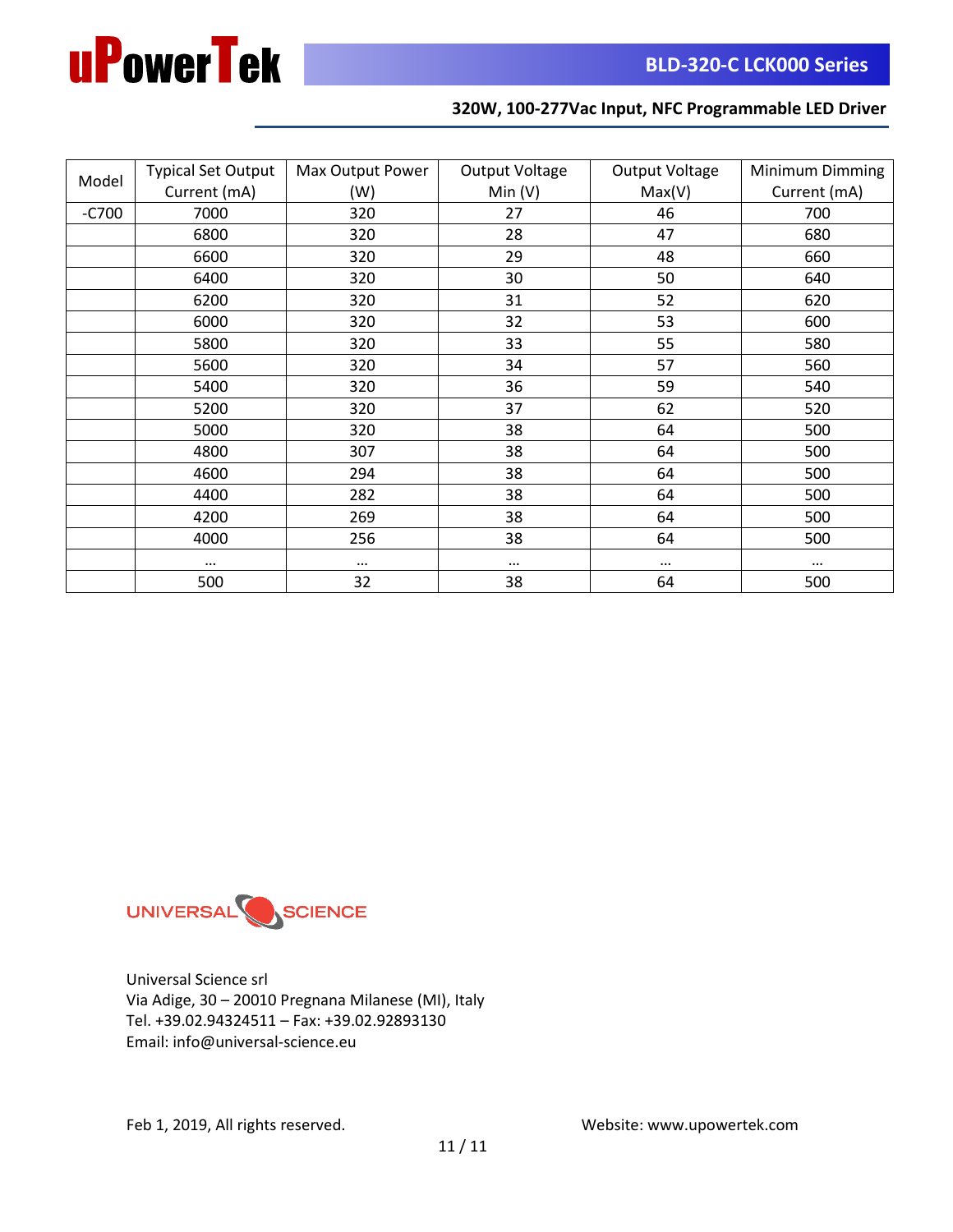| Model | Typical Set Output Current (mA) | Max Output Power (W) | Output Voltage Min (V) | Output Voltage Max(V) | Minimum Dimming Current (mA) |
|---|---|---|---|---|---|
| -C700 | 7000 | 320 | 27 | 46 | 700 |
| | 6800 | 320 | 28 | 47 | 680 |
| | 6600 | 320 | 29 | 48 | 660 |
| | 6400 | 320 | 30 | 50 | 640 |
| | 6200 | 320 | 31 | 52 | 620 |
| | 6000 | 320 | 32 | 53 | 600 |
| | 5800 | 320 | 33 | 55 | 580 |
| | 5600 | 320 | 34 | 57 | 560 |
| | 5400 | 320 | 36 | 59 | 540 |
| | 5200 | 320 | 37 | 62 | 520 |
| | 5000 | 320 | 38 | 64 | 500 |
| | 4800 | 307 | 38 | 64 | 500 |
| | 4600 | 294 | 38 | 64 | 500 |
| | 4400 | 282 | 38 | 64 | 500 |
| | 4200 | 269 | 38 | 64 | 500 |
| | 4000 | 256 | 38 | 64 | 500 |
| | … | … | … | … | … |
| | 500 | 32 | 38 | 64 | 500 |

UNIVERSAL SCIENCE

Universal Science srl
Via Adige, 30 – 20010 Pregnana Milanese (MI), Italy
Tel. +39.02.94324511 – Fax: +39.02.92893130
Email: info@universal-science.eu

Feb 1, 2019, All rights reserved.

Website: www.upowertek.com